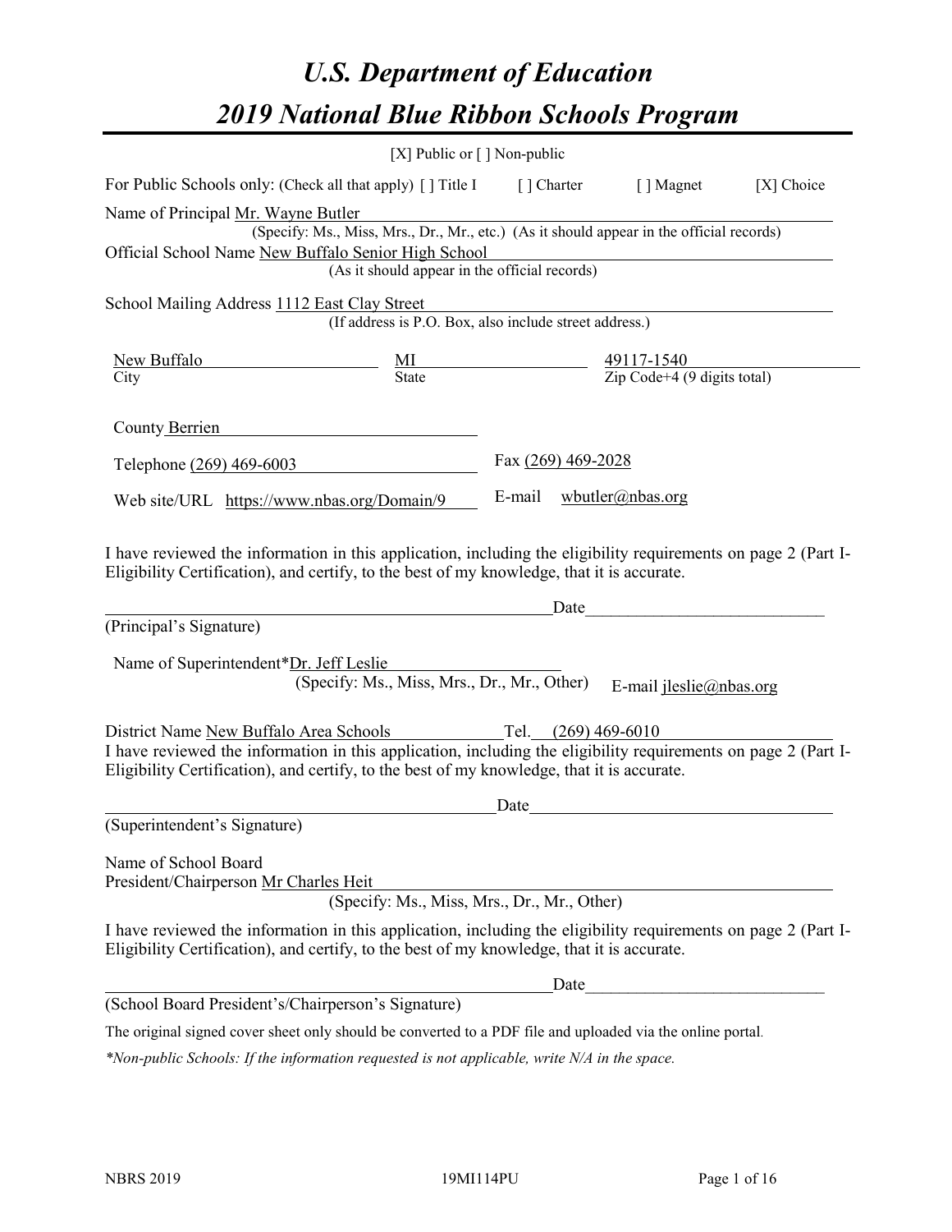# *U.S. Department of Education*

# *2019 National Blue Ribbon Schools Program*

[X] Public or [ ] Non-public

For Public Schools only: (Check all that apply) [ ] Title I [ ] Charter [ ] Magnet [X] Choice

Name of Principal Mr. Wayne Butler
(Specify: Ms., Miss, Mrs., Dr., Mr., etc.) (As it should appear in the official records)

Official School Name New Buffalo Senior High School
(As it should appear in the official records)

School Mailing Address 1112 East Clay Street
(If address is P.O. Box, also include street address.)

| New Buffalo | MI | 49117-1540 |
|---|---|---|
| City | State | Zip Code+4 (9 digits total) |

County Berrien

Telephone (269) 469-6003 Fax (269) 469-2028

Web site/URL https://www.nbas.org/Domain/9 E-mail wbutler@nbas.org

I have reviewed the information in this application, including the eligibility requirements on page 2 (Part I-Eligibility Certification), and certify, to the best of my knowledge, that it is accurate.

_______________________________________________________Date_____________________________

(Principal's Signature)

Name of Superintendent*Dr. Jeff Leslie
(Specify: Ms., Miss, Mrs., Dr., Mr., Other) E-mail jleslie@nbas.org

District Name New Buffalo Area Schools Tel. (269) 469-6010

I have reviewed the information in this application, including the eligibility requirements on page 2 (Part I-Eligibility Certification), and certify, to the best of my knowledge, that it is accurate.

_______________________________________________________Date_____________________________

(Superintendent's Signature)

Name of School Board
President/Chairperson Mr Charles Heit
(Specify: Ms., Miss, Mrs., Dr., Mr., Other)

I have reviewed the information in this application, including the eligibility requirements on page 2 (Part I-Eligibility Certification), and certify, to the best of my knowledge, that it is accurate.

_______________________________________________________Date_____________________________

(School Board President's/Chairperson's Signature)

The original signed cover sheet only should be converted to a PDF file and uploaded via the online portal.

*\*Non-public Schools: If the information requested is not applicable, write N/A in the space.*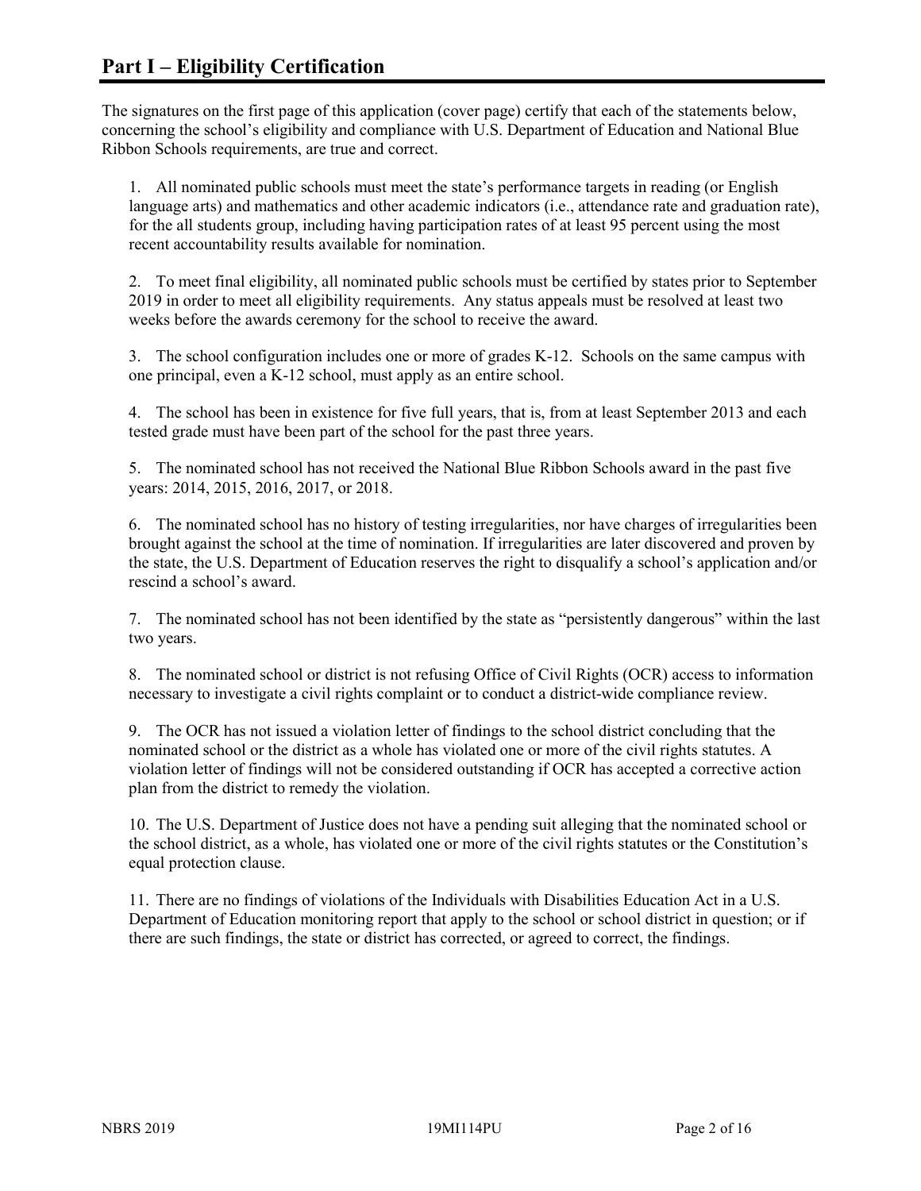## Part I – Eligibility Certification

The signatures on the first page of this application (cover page) certify that each of the statements below, concerning the school's eligibility and compliance with U.S. Department of Education and National Blue Ribbon Schools requirements, are true and correct.

1. All nominated public schools must meet the state's performance targets in reading (or English language arts) and mathematics and other academic indicators (i.e., attendance rate and graduation rate), for the all students group, including having participation rates of at least 95 percent using the most recent accountability results available for nomination.

2. To meet final eligibility, all nominated public schools must be certified by states prior to September 2019 in order to meet all eligibility requirements. Any status appeals must be resolved at least two weeks before the awards ceremony for the school to receive the award.

3. The school configuration includes one or more of grades K-12. Schools on the same campus with one principal, even a K-12 school, must apply as an entire school.

4. The school has been in existence for five full years, that is, from at least September 2013 and each tested grade must have been part of the school for the past three years.

5. The nominated school has not received the National Blue Ribbon Schools award in the past five years: 2014, 2015, 2016, 2017, or 2018.

6. The nominated school has no history of testing irregularities, nor have charges of irregularities been brought against the school at the time of nomination. If irregularities are later discovered and proven by the state, the U.S. Department of Education reserves the right to disqualify a school's application and/or rescind a school's award.

7. The nominated school has not been identified by the state as "persistently dangerous" within the last two years.

8. The nominated school or district is not refusing Office of Civil Rights (OCR) access to information necessary to investigate a civil rights complaint or to conduct a district-wide compliance review.

9. The OCR has not issued a violation letter of findings to the school district concluding that the nominated school or the district as a whole has violated one or more of the civil rights statutes. A violation letter of findings will not be considered outstanding if OCR has accepted a corrective action plan from the district to remedy the violation.

10. The U.S. Department of Justice does not have a pending suit alleging that the nominated school or the school district, as a whole, has violated one or more of the civil rights statutes or the Constitution's equal protection clause.

11. There are no findings of violations of the Individuals with Disabilities Education Act in a U.S. Department of Education monitoring report that apply to the school or school district in question; or if there are such findings, the state or district has corrected, or agreed to correct, the findings.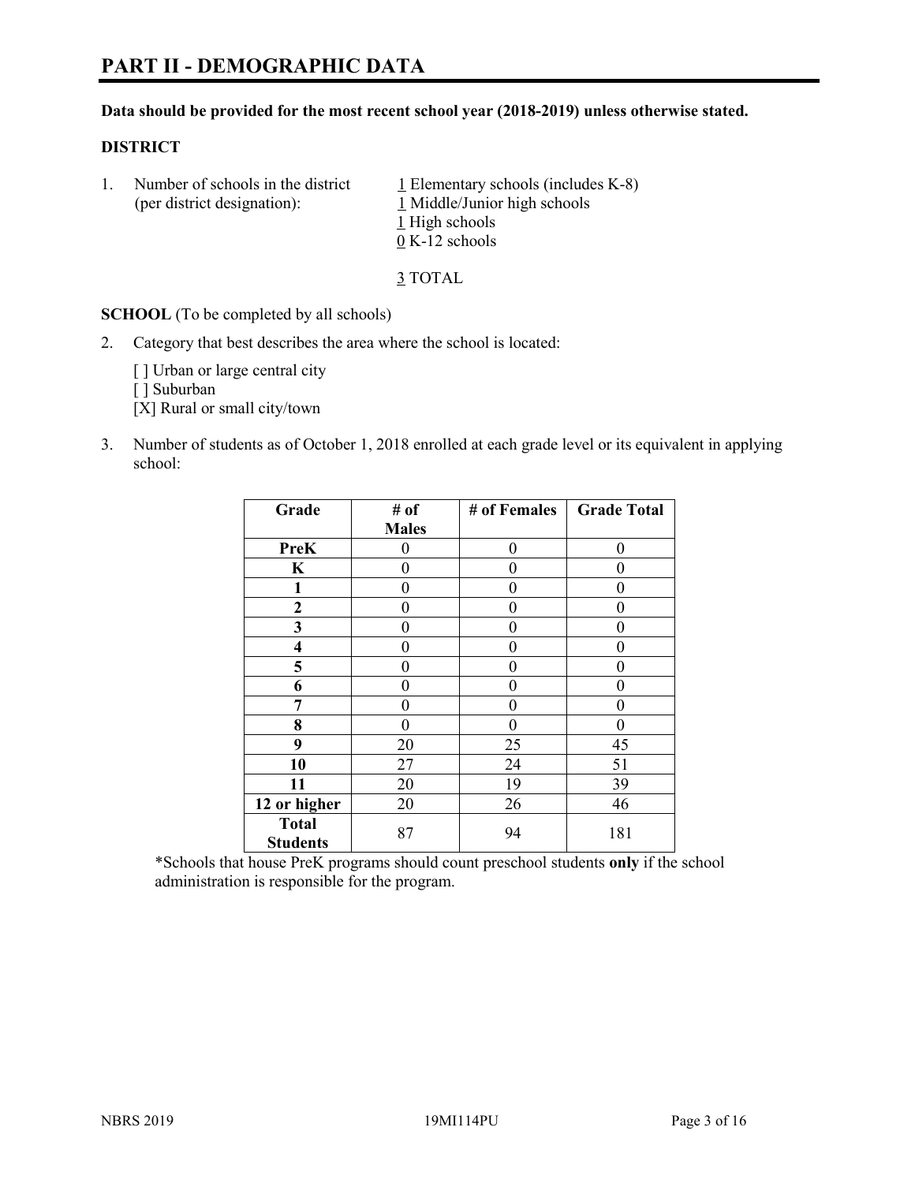# PART II - DEMOGRAPHIC DATA

**Data should be provided for the most recent school year (2018-2019) unless otherwise stated.**

**DISTRICT**

1. Number of schools in the district (per district designation):
   1 Elementary schools (includes K-8)
   1 Middle/Junior high schools
   1 High schools
   0 K-12 schools

   3 TOTAL

**SCHOOL** (To be completed by all schools)

2. Category that best describes the area where the school is located:

   [ ] Urban or large central city
   [ ] Suburban
   [X] Rural or small city/town

3. Number of students as of October 1, 2018 enrolled at each grade level or its equivalent in applying school:

| Grade | # of Males | # of Females | Grade Total |
|---|---|---|---|
| **PreK** | 0 | 0 | 0 |
| **K** | 0 | 0 | 0 |
| **1** | 0 | 0 | 0 |
| **2** | 0 | 0 | 0 |
| **3** | 0 | 0 | 0 |
| **4** | 0 | 0 | 0 |
| **5** | 0 | 0 | 0 |
| **6** | 0 | 0 | 0 |
| **7** | 0 | 0 | 0 |
| **8** | 0 | 0 | 0 |
| **9** | 20 | 25 | 45 |
| **10** | 27 | 24 | 51 |
| **11** | 20 | 19 | 39 |
| **12 or higher** | 20 | 26 | 46 |
| **Total Students** | 87 | 94 | 181 |

*Schools that house PreK programs should count preschool students **only** if the school administration is responsible for the program.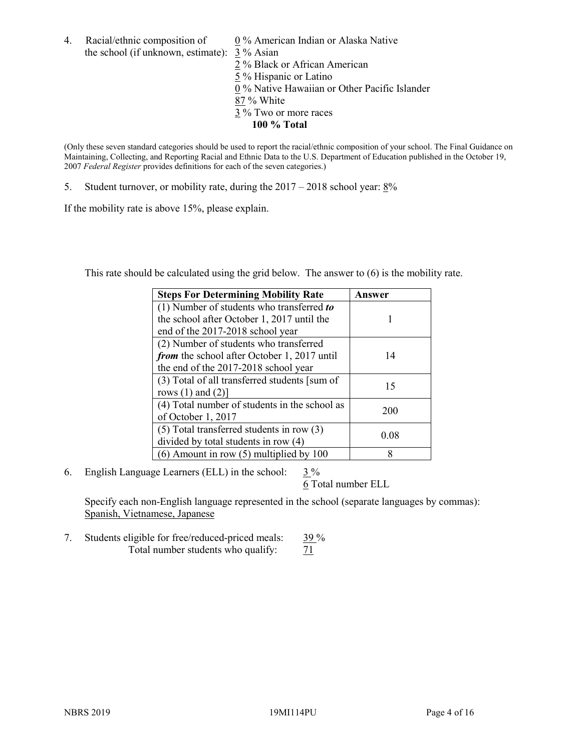4. Racial/ethnic composition of the school (if unknown, estimate):
   - 0 % American Indian or Alaska Native
   - 3 % Asian
   - 2 % Black or African American
   - 5 % Hispanic or Latino
   - 0 % Native Hawaiian or Other Pacific Islander
   - 87 % White
   - 3 % Two or more races
   - **100 % Total**

(Only these seven standard categories should be used to report the racial/ethnic composition of your school. The Final Guidance on Maintaining, Collecting, and Reporting Racial and Ethnic Data to the U.S. Department of Education published in the October 19, 2007 *Federal Register* provides definitions for each of the seven categories.)

5. Student turnover, or mobility rate, during the 2017 – 2018 school year: 8%

If the mobility rate is above 15%, please explain.

This rate should be calculated using the grid below. The answer to (6) is the mobility rate.

| **Steps For Determining Mobility Rate** | **Answer** |
|---|---|
| (1) Number of students who transferred ***to*** the school after October 1, 2017 until the end of the 2017-2018 school year | 1 |
| (2) Number of students who transferred ***from*** the school after October 1, 2017 until the end of the 2017-2018 school year | 14 |
| (3) Total of all transferred students [sum of rows (1) and (2)] | 15 |
| (4) Total number of students in the school as of October 1, 2017 | 200 |
| (5) Total transferred students in row (3) divided by total students in row (4) | 0.08 |
| (6) Amount in row (5) multiplied by 100 | 8 |

6. English Language Learners (ELL) in the school: 3 %
   6 Total number ELL

   Specify each non-English language represented in the school (separate languages by commas):
   Spanish, Vietnamese, Japanese

7. Students eligible for free/reduced-priced meals: 39 %
   Total number students who qualify: 71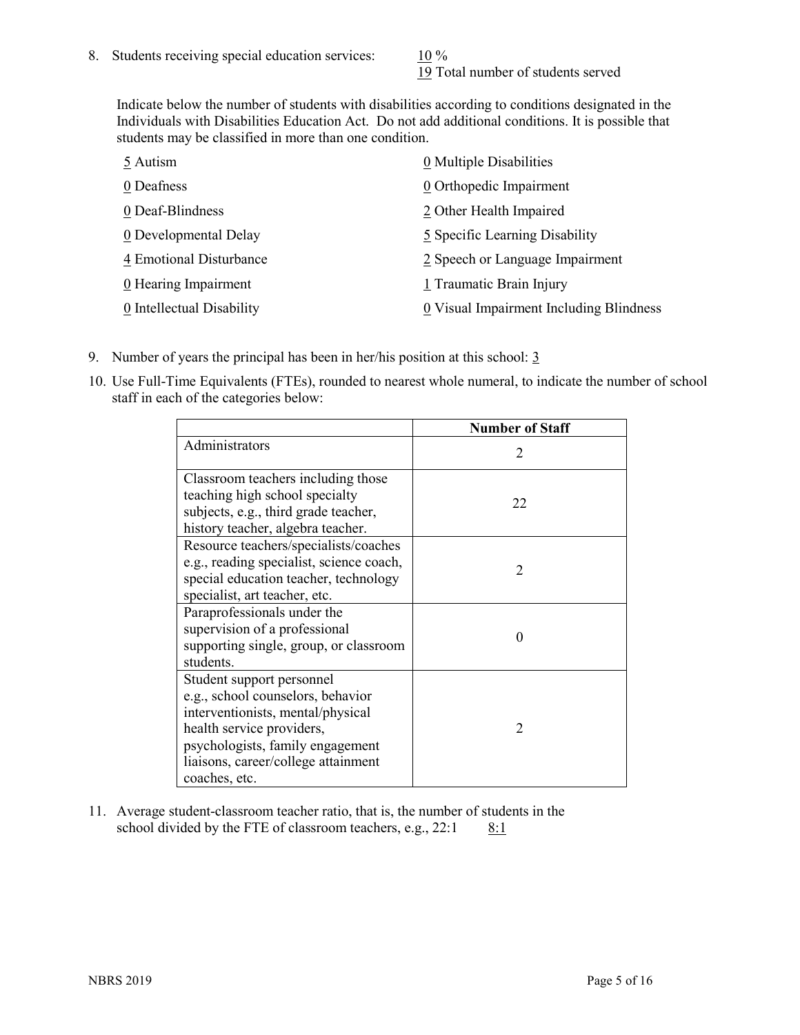8. Students receiving special education services: 10 %
   19 Total number of students served

   Indicate below the number of students with disabilities according to conditions designated in the Individuals with Disabilities Education Act. Do not add additional conditions. It is possible that students may be classified in more than one condition.

   5 Autism
   0 Deafness
   0 Deaf-Blindness
   0 Developmental Delay
   4 Emotional Disturbance
   0 Hearing Impairment
   0 Intellectual Disability
   0 Multiple Disabilities
   0 Orthopedic Impairment
   2 Other Health Impaired
   5 Specific Learning Disability
   2 Speech or Language Impairment
   1 Traumatic Brain Injury
   0 Visual Impairment Including Blindness

9. Number of years the principal has been in her/his position at this school: 3

10. Use Full-Time Equivalents (FTEs), rounded to nearest whole numeral, to indicate the number of school staff in each of the categories below:

| | Number of Staff |
|---|---|
| Administrators | 2 |
| Classroom teachers including those teaching high school specialty subjects, e.g., third grade teacher, history teacher, algebra teacher. | 22 |
| Resource teachers/specialists/coaches e.g., reading specialist, science coach, special education teacher, technology specialist, art teacher, etc. | 2 |
| Paraprofessionals under the supervision of a professional supporting single, group, or classroom students. | 0 |
| Student support personnel e.g., school counselors, behavior interventionists, mental/physical health service providers, psychologists, family engagement liaisons, career/college attainment coaches, etc. | 2 |

11. Average student-classroom teacher ratio, that is, the number of students in the school divided by the FTE of classroom teachers, e.g., 22:1 8:1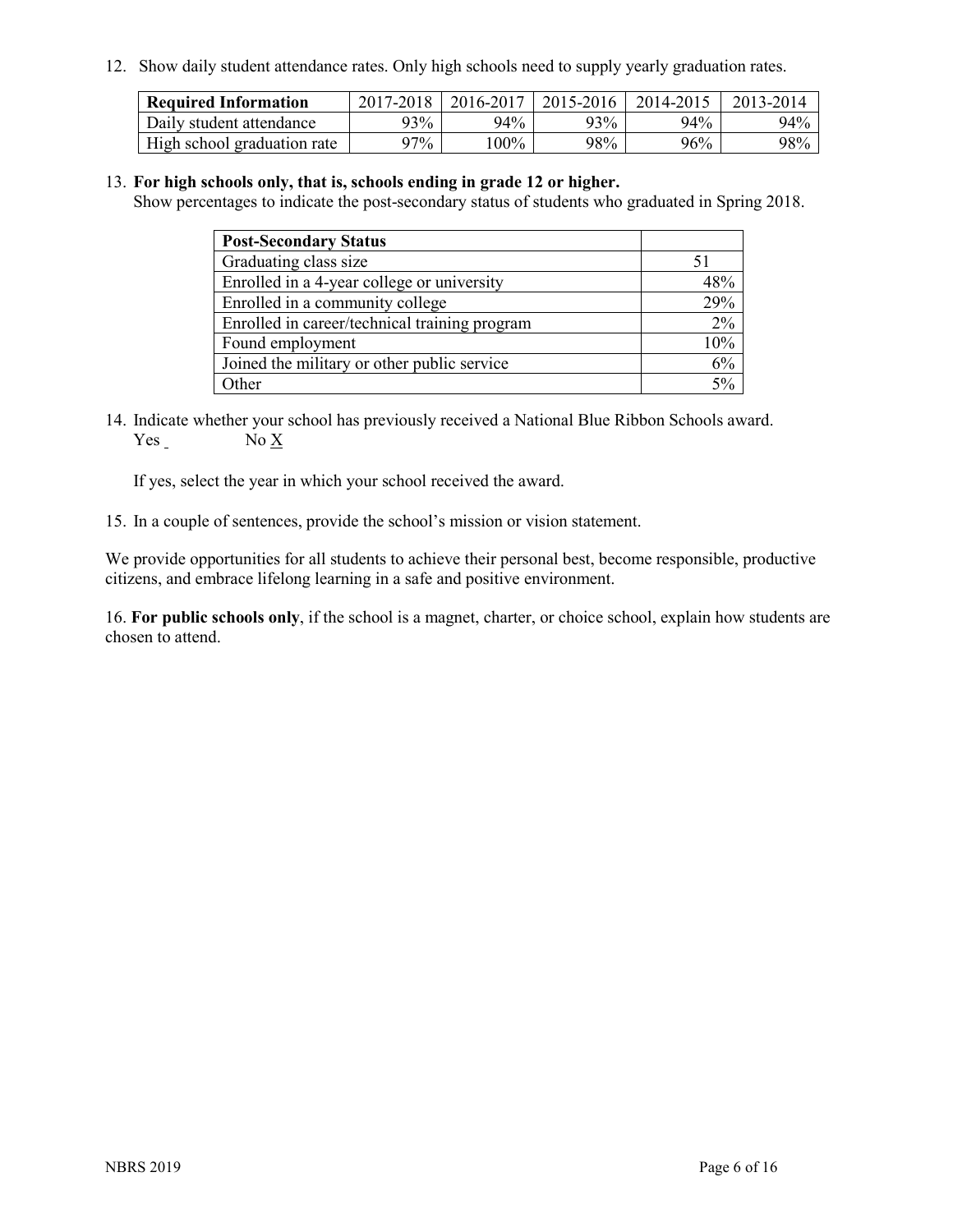12. Show daily student attendance rates. Only high schools need to supply yearly graduation rates.

| **Required Information** | 2017-2018 | 2016-2017 | 2015-2016 | 2014-2015 | 2013-2014 |
|---|---|---|---|---|---|
| Daily student attendance | 93% | 94% | 93% | 94% | 94% |
| High school graduation rate | 97% | 100% | 98% | 96% | 98% |

13. **For high schools only, that is, schools ending in grade 12 or higher.**
Show percentages to indicate the post-secondary status of students who graduated in Spring 2018.

| **Post-Secondary Status** | |
|---|---|
| Graduating class size | 51 |
| Enrolled in a 4-year college or university | 48% |
| Enrolled in a community college | 29% |
| Enrolled in career/technical training program | 2% |
| Found employment | 10% |
| Joined the military or other public service | 6% |
| Other | 5% |

14. Indicate whether your school has previously received a National Blue Ribbon Schools award.
Yes _ No X

If yes, select the year in which your school received the award.

15. In a couple of sentences, provide the school's mission or vision statement.

We provide opportunities for all students to achieve their personal best, become responsible, productive citizens, and embrace lifelong learning in a safe and positive environment.

16. **For public schools only**, if the school is a magnet, charter, or choice school, explain how students are chosen to attend.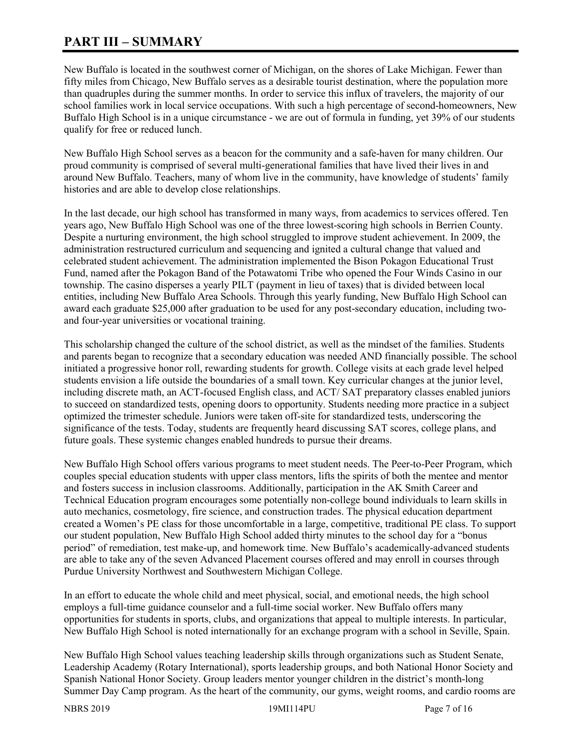# PART III – SUMMARY

New Buffalo is located in the southwest corner of Michigan, on the shores of Lake Michigan. Fewer than fifty miles from Chicago, New Buffalo serves as a desirable tourist destination, where the population more than quadruples during the summer months. In order to service this influx of travelers, the majority of our school families work in local service occupations. With such a high percentage of second-homeowners, New Buffalo High School is in a unique circumstance - we are out of formula in funding, yet 39% of our students qualify for free or reduced lunch.

New Buffalo High School serves as a beacon for the community and a safe-haven for many children. Our proud community is comprised of several multi-generational families that have lived their lives in and around New Buffalo. Teachers, many of whom live in the community, have knowledge of students' family histories and are able to develop close relationships.

In the last decade, our high school has transformed in many ways, from academics to services offered. Ten years ago, New Buffalo High School was one of the three lowest-scoring high schools in Berrien County. Despite a nurturing environment, the high school struggled to improve student achievement. In 2009, the administration restructured curriculum and sequencing and ignited a cultural change that valued and celebrated student achievement. The administration implemented the Bison Pokagon Educational Trust Fund, named after the Pokagon Band of the Potawatomi Tribe who opened the Four Winds Casino in our township. The casino disperses a yearly PILT (payment in lieu of taxes) that is divided between local entities, including New Buffalo Area Schools. Through this yearly funding, New Buffalo High School can award each graduate $25,000 after graduation to be used for any post-secondary education, including two- and four-year universities or vocational training.

This scholarship changed the culture of the school district, as well as the mindset of the families. Students and parents began to recognize that a secondary education was needed AND financially possible. The school initiated a progressive honor roll, rewarding students for growth. College visits at each grade level helped students envision a life outside the boundaries of a small town. Key curricular changes at the junior level, including discrete math, an ACT-focused English class, and ACT/ SAT preparatory classes enabled juniors to succeed on standardized tests, opening doors to opportunity. Students needing more practice in a subject optimized the trimester schedule. Juniors were taken off-site for standardized tests, underscoring the significance of the tests. Today, students are frequently heard discussing SAT scores, college plans, and future goals. These systemic changes enabled hundreds to pursue their dreams.

New Buffalo High School offers various programs to meet student needs. The Peer-to-Peer Program, which couples special education students with upper class mentors, lifts the spirits of both the mentee and mentor and fosters success in inclusion classrooms. Additionally, participation in the AK Smith Career and Technical Education program encourages some potentially non-college bound individuals to learn skills in auto mechanics, cosmetology, fire science, and construction trades. The physical education department created a Women's PE class for those uncomfortable in a large, competitive, traditional PE class. To support our student population, New Buffalo High School added thirty minutes to the school day for a "bonus period" of remediation, test make-up, and homework time. New Buffalo's academically-advanced students are able to take any of the seven Advanced Placement courses offered and may enroll in courses through Purdue University Northwest and Southwestern Michigan College.

In an effort to educate the whole child and meet physical, social, and emotional needs, the high school employs a full-time guidance counselor and a full-time social worker. New Buffalo offers many opportunities for students in sports, clubs, and organizations that appeal to multiple interests. In particular, New Buffalo High School is noted internationally for an exchange program with a school in Seville, Spain.

New Buffalo High School values teaching leadership skills through organizations such as Student Senate, Leadership Academy (Rotary International), sports leadership groups, and both National Honor Society and Spanish National Honor Society. Group leaders mentor younger children in the district's month-long Summer Day Camp program. As the heart of the community, our gyms, weight rooms, and cardio rooms are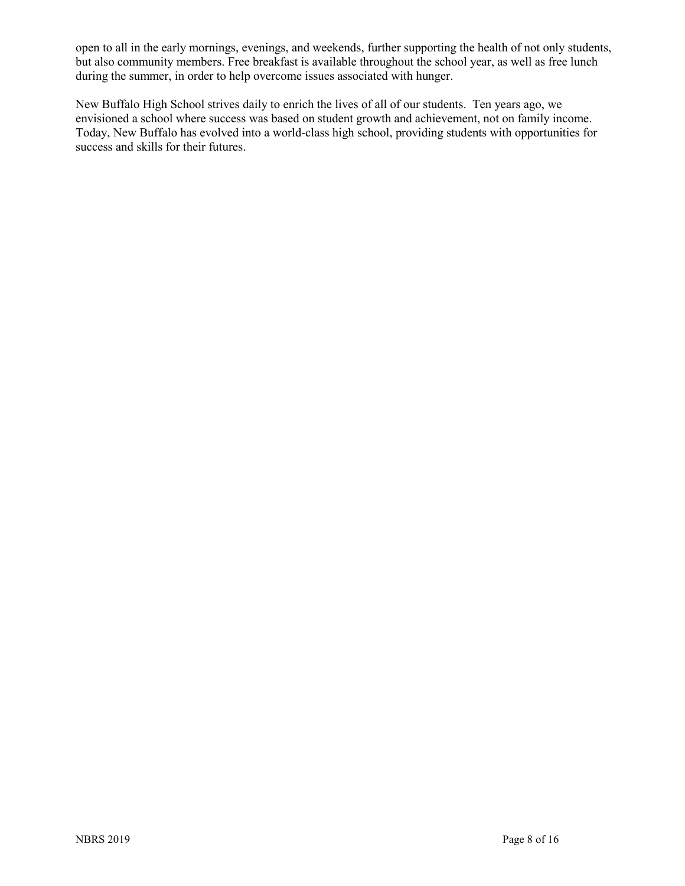open to all in the early mornings, evenings, and weekends, further supporting the health of not only students, but also community members. Free breakfast is available throughout the school year, as well as free lunch during the summer, in order to help overcome issues associated with hunger.

New Buffalo High School strives daily to enrich the lives of all of our students. Ten years ago, we envisioned a school where success was based on student growth and achievement, not on family income. Today, New Buffalo has evolved into a world-class high school, providing students with opportunities for success and skills for their futures.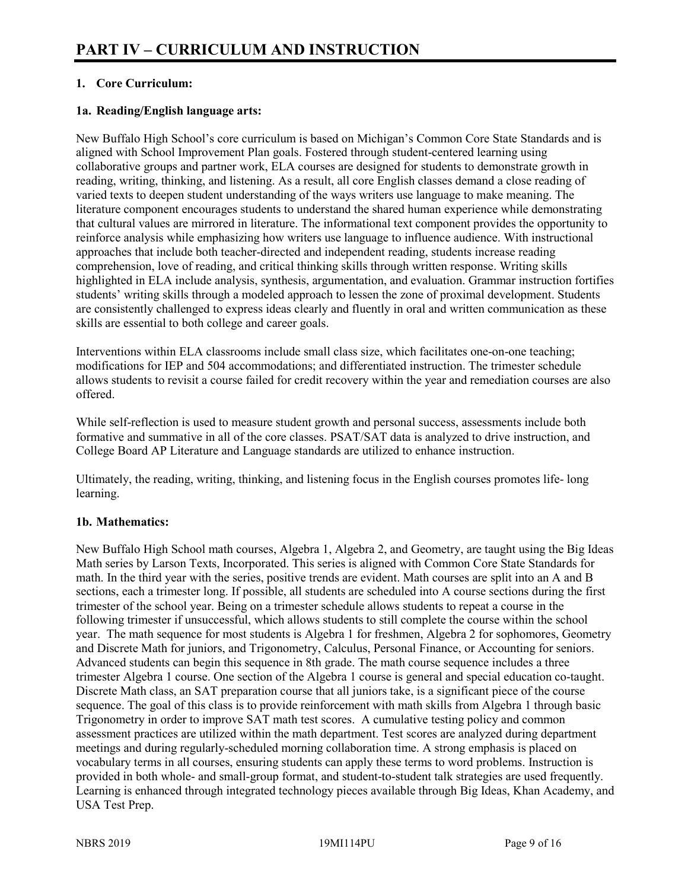# PART IV – CURRICULUM AND INSTRUCTION

### 1. Core Curriculum:

#### 1a. Reading/English language arts:

New Buffalo High School's core curriculum is based on Michigan's Common Core State Standards and is aligned with School Improvement Plan goals. Fostered through student-centered learning using collaborative groups and partner work, ELA courses are designed for students to demonstrate growth in reading, writing, thinking, and listening. As a result, all core English classes demand a close reading of varied texts to deepen student understanding of the ways writers use language to make meaning. The literature component encourages students to understand the shared human experience while demonstrating that cultural values are mirrored in literature. The informational text component provides the opportunity to reinforce analysis while emphasizing how writers use language to influence audience. With instructional approaches that include both teacher-directed and independent reading, students increase reading comprehension, love of reading, and critical thinking skills through written response. Writing skills highlighted in ELA include analysis, synthesis, argumentation, and evaluation. Grammar instruction fortifies students' writing skills through a modeled approach to lessen the zone of proximal development. Students are consistently challenged to express ideas clearly and fluently in oral and written communication as these skills are essential to both college and career goals.

Interventions within ELA classrooms include small class size, which facilitates one-on-one teaching; modifications for IEP and 504 accommodations; and differentiated instruction. The trimester schedule allows students to revisit a course failed for credit recovery within the year and remediation courses are also offered.

While self-reflection is used to measure student growth and personal success, assessments include both formative and summative in all of the core classes. PSAT/SAT data is analyzed to drive instruction, and College Board AP Literature and Language standards are utilized to enhance instruction.

Ultimately, the reading, writing, thinking, and listening focus in the English courses promotes life- long learning.

#### 1b. Mathematics:

New Buffalo High School math courses, Algebra 1, Algebra 2, and Geometry, are taught using the Big Ideas Math series by Larson Texts, Incorporated. This series is aligned with Common Core State Standards for math. In the third year with the series, positive trends are evident. Math courses are split into an A and B sections, each a trimester long. If possible, all students are scheduled into A course sections during the first trimester of the school year. Being on a trimester schedule allows students to repeat a course in the following trimester if unsuccessful, which allows students to still complete the course within the school year. The math sequence for most students is Algebra 1 for freshmen, Algebra 2 for sophomores, Geometry and Discrete Math for juniors, and Trigonometry, Calculus, Personal Finance, or Accounting for seniors. Advanced students can begin this sequence in 8th grade. The math course sequence includes a three trimester Algebra 1 course. One section of the Algebra 1 course is general and special education co-taught. Discrete Math class, an SAT preparation course that all juniors take, is a significant piece of the course sequence. The goal of this class is to provide reinforcement with math skills from Algebra 1 through basic Trigonometry in order to improve SAT math test scores. A cumulative testing policy and common assessment practices are utilized within the math department. Test scores are analyzed during department meetings and during regularly-scheduled morning collaboration time. A strong emphasis is placed on vocabulary terms in all courses, ensuring students can apply these terms to word problems. Instruction is provided in both whole- and small-group format, and student-to-student talk strategies are used frequently. Learning is enhanced through integrated technology pieces available through Big Ideas, Khan Academy, and USA Test Prep.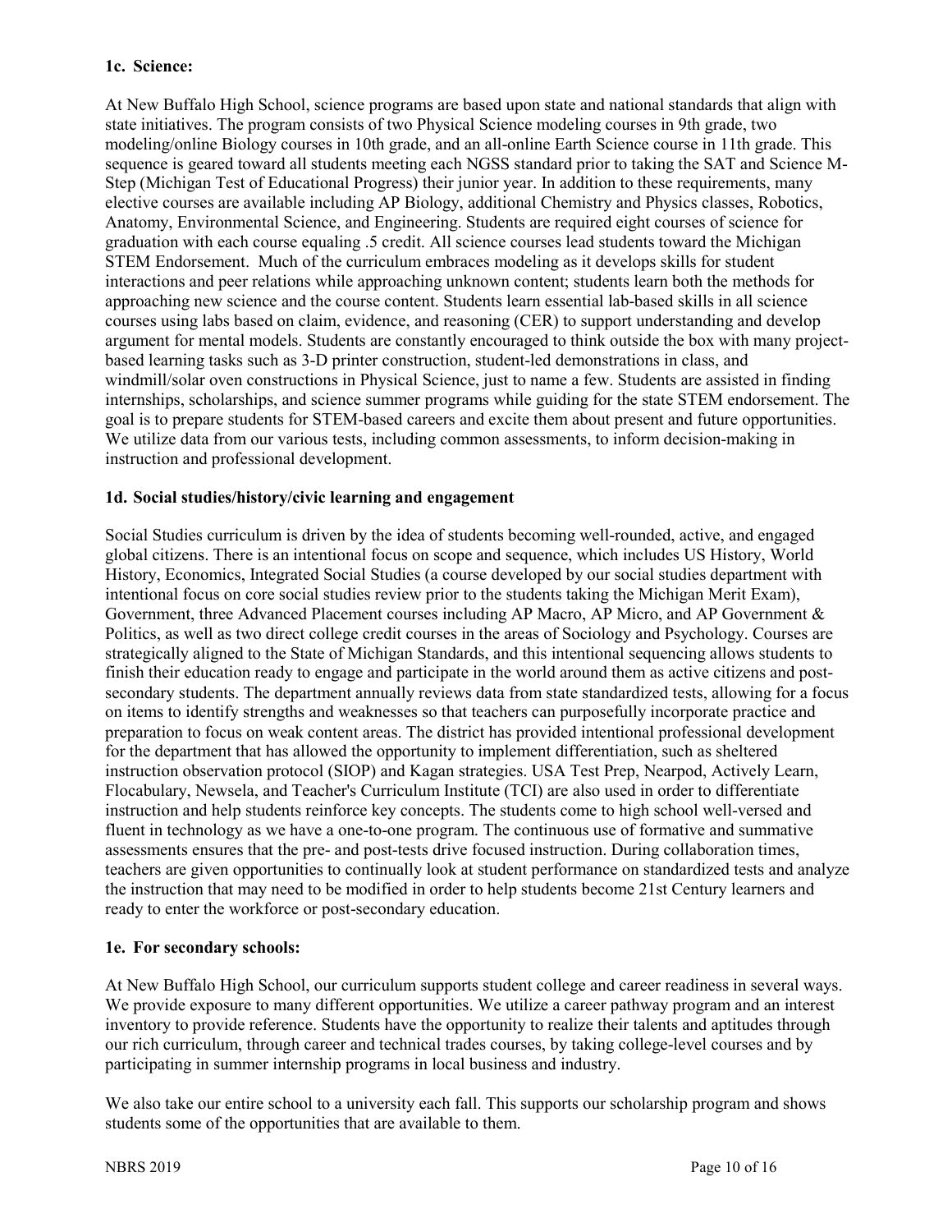### 1c. Science:

At New Buffalo High School, science programs are based upon state and national standards that align with state initiatives. The program consists of two Physical Science modeling courses in 9th grade, two modeling/online Biology courses in 10th grade, and an all-online Earth Science course in 11th grade. This sequence is geared toward all students meeting each NGSS standard prior to taking the SAT and Science M-Step (Michigan Test of Educational Progress) their junior year. In addition to these requirements, many elective courses are available including AP Biology, additional Chemistry and Physics classes, Robotics, Anatomy, Environmental Science, and Engineering. Students are required eight courses of science for graduation with each course equaling .5 credit. All science courses lead students toward the Michigan STEM Endorsement. Much of the curriculum embraces modeling as it develops skills for student interactions and peer relations while approaching unknown content; students learn both the methods for approaching new science and the course content. Students learn essential lab-based skills in all science courses using labs based on claim, evidence, and reasoning (CER) to support understanding and develop argument for mental models. Students are constantly encouraged to think outside the box with many project-based learning tasks such as 3-D printer construction, student-led demonstrations in class, and windmill/solar oven constructions in Physical Science, just to name a few. Students are assisted in finding internships, scholarships, and science summer programs while guiding for the state STEM endorsement. The goal is to prepare students for STEM-based careers and excite them about present and future opportunities. We utilize data from our various tests, including common assessments, to inform decision-making in instruction and professional development.

### 1d. Social studies/history/civic learning and engagement

Social Studies curriculum is driven by the idea of students becoming well-rounded, active, and engaged global citizens. There is an intentional focus on scope and sequence, which includes US History, World History, Economics, Integrated Social Studies (a course developed by our social studies department with intentional focus on core social studies review prior to the students taking the Michigan Merit Exam), Government, three Advanced Placement courses including AP Macro, AP Micro, and AP Government & Politics, as well as two direct college credit courses in the areas of Sociology and Psychology. Courses are strategically aligned to the State of Michigan Standards, and this intentional sequencing allows students to finish their education ready to engage and participate in the world around them as active citizens and post-secondary students. The department annually reviews data from state standardized tests, allowing for a focus on items to identify strengths and weaknesses so that teachers can purposefully incorporate practice and preparation to focus on weak content areas. The district has provided intentional professional development for the department that has allowed the opportunity to implement differentiation, such as sheltered instruction observation protocol (SIOP) and Kagan strategies. USA Test Prep, Nearpod, Actively Learn, Flocabulary, Newsela, and Teacher's Curriculum Institute (TCI) are also used in order to differentiate instruction and help students reinforce key concepts. The students come to high school well-versed and fluent in technology as we have a one-to-one program. The continuous use of formative and summative assessments ensures that the pre- and post-tests drive focused instruction. During collaboration times, teachers are given opportunities to continually look at student performance on standardized tests and analyze the instruction that may need to be modified in order to help students become 21st Century learners and ready to enter the workforce or post-secondary education.

### 1e. For secondary schools:

At New Buffalo High School, our curriculum supports student college and career readiness in several ways. We provide exposure to many different opportunities. We utilize a career pathway program and an interest inventory to provide reference. Students have the opportunity to realize their talents and aptitudes through our rich curriculum, through career and technical trades courses, by taking college-level courses and by participating in summer internship programs in local business and industry.

We also take our entire school to a university each fall. This supports our scholarship program and shows students some of the opportunities that are available to them.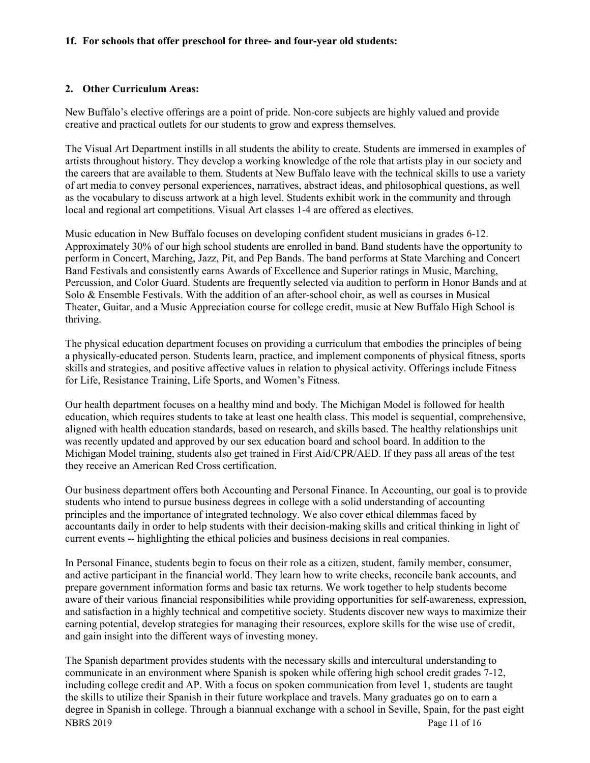**1f. For schools that offer preschool for three- and four-year old students:**

**2. Other Curriculum Areas:**

New Buffalo's elective offerings are a point of pride. Non-core subjects are highly valued and provide creative and practical outlets for our students to grow and express themselves.

The Visual Art Department instills in all students the ability to create. Students are immersed in examples of artists throughout history. They develop a working knowledge of the role that artists play in our society and the careers that are available to them. Students at New Buffalo leave with the technical skills to use a variety of art media to convey personal experiences, narratives, abstract ideas, and philosophical questions, as well as the vocabulary to discuss artwork at a high level. Students exhibit work in the community and through local and regional art competitions. Visual Art classes 1-4 are offered as electives.

Music education in New Buffalo focuses on developing confident student musicians in grades 6-12. Approximately 30% of our high school students are enrolled in band. Band students have the opportunity to perform in Concert, Marching, Jazz, Pit, and Pep Bands. The band performs at State Marching and Concert Band Festivals and consistently earns Awards of Excellence and Superior ratings in Music, Marching, Percussion, and Color Guard. Students are frequently selected via audition to perform in Honor Bands and at Solo & Ensemble Festivals. With the addition of an after-school choir, as well as courses in Musical Theater, Guitar, and a Music Appreciation course for college credit, music at New Buffalo High School is thriving.

The physical education department focuses on providing a curriculum that embodies the principles of being a physically-educated person. Students learn, practice, and implement components of physical fitness, sports skills and strategies, and positive affective values in relation to physical activity. Offerings include Fitness for Life, Resistance Training, Life Sports, and Women's Fitness.

Our health department focuses on a healthy mind and body. The Michigan Model is followed for health education, which requires students to take at least one health class. This model is sequential, comprehensive, aligned with health education standards, based on research, and skills based. The healthy relationships unit was recently updated and approved by our sex education board and school board. In addition to the Michigan Model training, students also get trained in First Aid/CPR/AED. If they pass all areas of the test they receive an American Red Cross certification.

Our business department offers both Accounting and Personal Finance. In Accounting, our goal is to provide students who intend to pursue business degrees in college with a solid understanding of accounting principles and the importance of integrated technology. We also cover ethical dilemmas faced by accountants daily in order to help students with their decision-making skills and critical thinking in light of current events -- highlighting the ethical policies and business decisions in real companies.

In Personal Finance, students begin to focus on their role as a citizen, student, family member, consumer, and active participant in the financial world. They learn how to write checks, reconcile bank accounts, and prepare government information forms and basic tax returns. We work together to help students become aware of their various financial responsibilities while providing opportunities for self-awareness, expression, and satisfaction in a highly technical and competitive society. Students discover new ways to maximize their earning potential, develop strategies for managing their resources, explore skills for the wise use of credit, and gain insight into the different ways of investing money.

The Spanish department provides students with the necessary skills and intercultural understanding to communicate in an environment where Spanish is spoken while offering high school credit grades 7-12, including college credit and AP. With a focus on spoken communication from level 1, students are taught the skills to utilize their Spanish in their future workplace and travels. Many graduates go on to earn a degree in Spanish in college. Through a biannual exchange with a school in Seville, Spain, for the past eight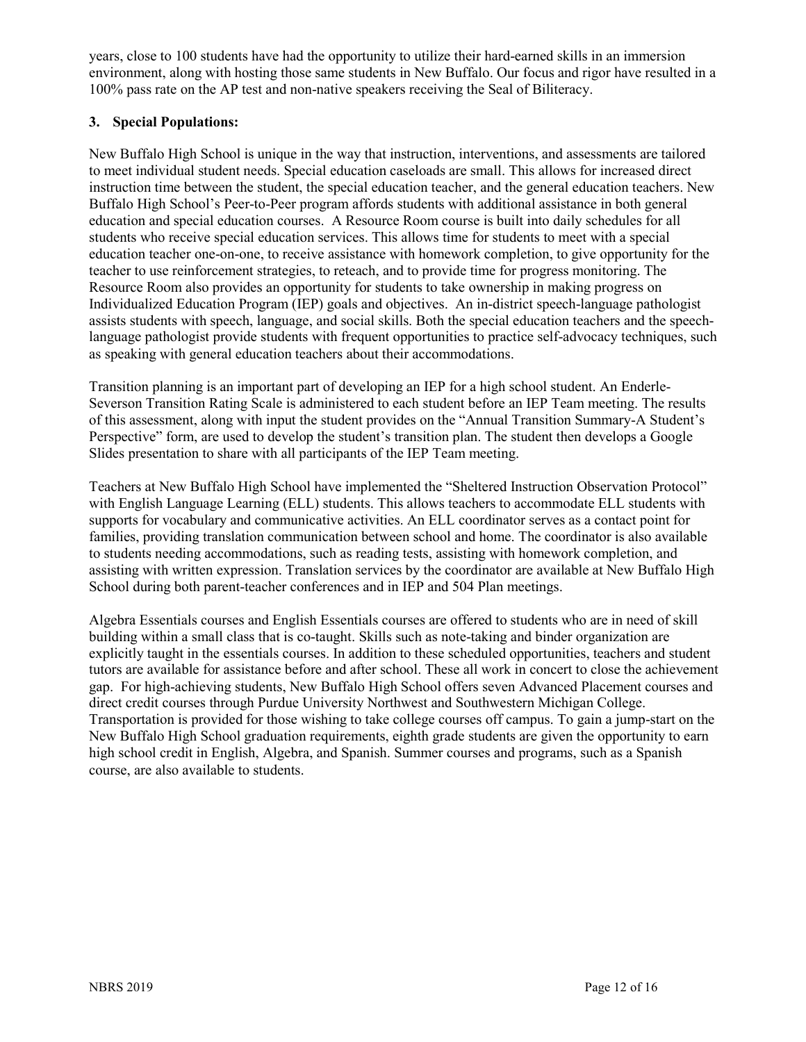years, close to 100 students have had the opportunity to utilize their hard-earned skills in an immersion environment, along with hosting those same students in New Buffalo. Our focus and rigor have resulted in a 100% pass rate on the AP test and non-native speakers receiving the Seal of Biliteracy.

### 3. Special Populations:

New Buffalo High School is unique in the way that instruction, interventions, and assessments are tailored to meet individual student needs. Special education caseloads are small. This allows for increased direct instruction time between the student, the special education teacher, and the general education teachers. New Buffalo High School's Peer-to-Peer program affords students with additional assistance in both general education and special education courses. A Resource Room course is built into daily schedules for all students who receive special education services. This allows time for students to meet with a special education teacher one-on-one, to receive assistance with homework completion, to give opportunity for the teacher to use reinforcement strategies, to reteach, and to provide time for progress monitoring. The Resource Room also provides an opportunity for students to take ownership in making progress on Individualized Education Program (IEP) goals and objectives. An in-district speech-language pathologist assists students with speech, language, and social skills. Both the special education teachers and the speech-language pathologist provide students with frequent opportunities to practice self-advocacy techniques, such as speaking with general education teachers about their accommodations.

Transition planning is an important part of developing an IEP for a high school student. An Enderle-Severson Transition Rating Scale is administered to each student before an IEP Team meeting. The results of this assessment, along with input the student provides on the "Annual Transition Summary-A Student's Perspective" form, are used to develop the student's transition plan. The student then develops a Google Slides presentation to share with all participants of the IEP Team meeting.

Teachers at New Buffalo High School have implemented the "Sheltered Instruction Observation Protocol" with English Language Learning (ELL) students. This allows teachers to accommodate ELL students with supports for vocabulary and communicative activities. An ELL coordinator serves as a contact point for families, providing translation communication between school and home. The coordinator is also available to students needing accommodations, such as reading tests, assisting with homework completion, and assisting with written expression. Translation services by the coordinator are available at New Buffalo High School during both parent-teacher conferences and in IEP and 504 Plan meetings.

Algebra Essentials courses and English Essentials courses are offered to students who are in need of skill building within a small class that is co-taught. Skills such as note-taking and binder organization are explicitly taught in the essentials courses. In addition to these scheduled opportunities, teachers and student tutors are available for assistance before and after school. These all work in concert to close the achievement gap. For high-achieving students, New Buffalo High School offers seven Advanced Placement courses and direct credit courses through Purdue University Northwest and Southwestern Michigan College. Transportation is provided for those wishing to take college courses off campus. To gain a jump-start on the New Buffalo High School graduation requirements, eighth grade students are given the opportunity to earn high school credit in English, Algebra, and Spanish. Summer courses and programs, such as a Spanish course, are also available to students.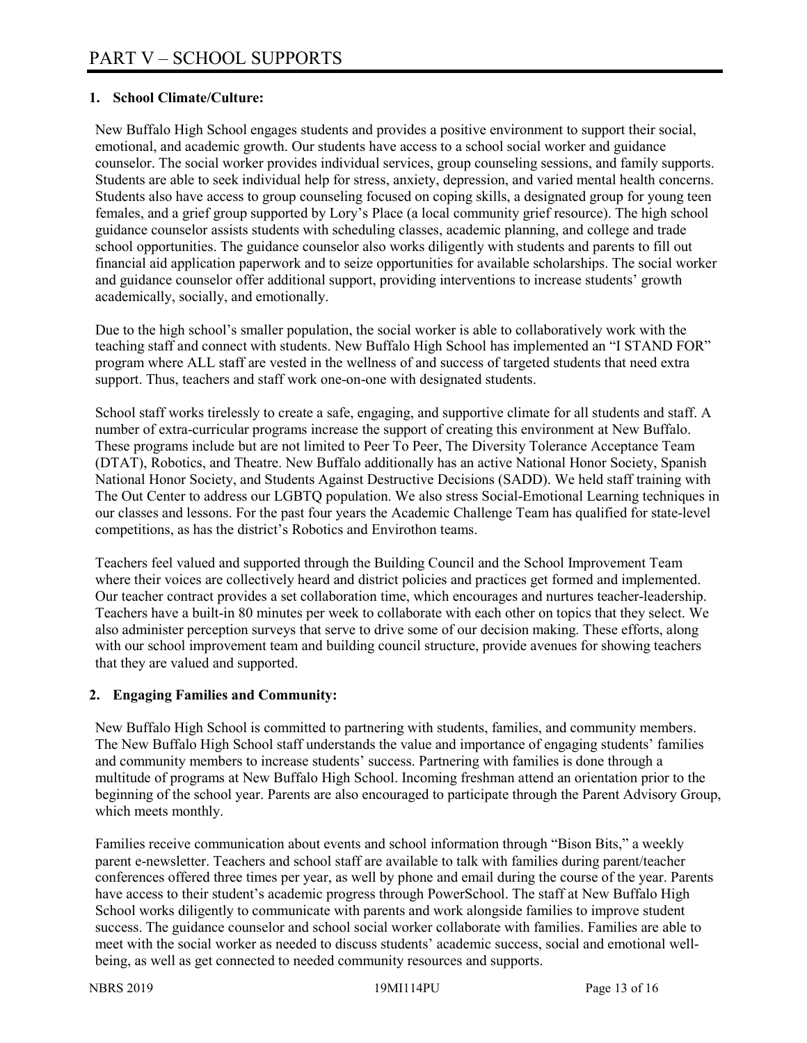# PART V – SCHOOL SUPPORTS

## 1. School Climate/Culture:

New Buffalo High School engages students and provides a positive environment to support their social, emotional, and academic growth. Our students have access to a school social worker and guidance counselor. The social worker provides individual services, group counseling sessions, and family supports. Students are able to seek individual help for stress, anxiety, depression, and varied mental health concerns. Students also have access to group counseling focused on coping skills, a designated group for young teen females, and a grief group supported by Lory's Place (a local community grief resource). The high school guidance counselor assists students with scheduling classes, academic planning, and college and trade school opportunities. The guidance counselor also works diligently with students and parents to fill out financial aid application paperwork and to seize opportunities for available scholarships. The social worker and guidance counselor offer additional support, providing interventions to increase students' growth academically, socially, and emotionally.

Due to the high school's smaller population, the social worker is able to collaboratively work with the teaching staff and connect with students. New Buffalo High School has implemented an "I STAND FOR" program where ALL staff are vested in the wellness of and success of targeted students that need extra support. Thus, teachers and staff work one-on-one with designated students.

School staff works tirelessly to create a safe, engaging, and supportive climate for all students and staff. A number of extra-curricular programs increase the support of creating this environment at New Buffalo. These programs include but are not limited to Peer To Peer, The Diversity Tolerance Acceptance Team (DTAT), Robotics, and Theatre. New Buffalo additionally has an active National Honor Society, Spanish National Honor Society, and Students Against Destructive Decisions (SADD). We held staff training with The Out Center to address our LGBTQ population. We also stress Social-Emotional Learning techniques in our classes and lessons. For the past four years the Academic Challenge Team has qualified for state-level competitions, as has the district's Robotics and Envirothon teams.

Teachers feel valued and supported through the Building Council and the School Improvement Team where their voices are collectively heard and district policies and practices get formed and implemented. Our teacher contract provides a set collaboration time, which encourages and nurtures teacher-leadership. Teachers have a built-in 80 minutes per week to collaborate with each other on topics that they select. We also administer perception surveys that serve to drive some of our decision making. These efforts, along with our school improvement team and building council structure, provide avenues for showing teachers that they are valued and supported.

## 2. Engaging Families and Community:

New Buffalo High School is committed to partnering with students, families, and community members. The New Buffalo High School staff understands the value and importance of engaging students' families and community members to increase students' success. Partnering with families is done through a multitude of programs at New Buffalo High School. Incoming freshman attend an orientation prior to the beginning of the school year. Parents are also encouraged to participate through the Parent Advisory Group, which meets monthly.

Families receive communication about events and school information through "Bison Bits," a weekly parent e-newsletter. Teachers and school staff are available to talk with families during parent/teacher conferences offered three times per year, as well by phone and email during the course of the year. Parents have access to their student's academic progress through PowerSchool. The staff at New Buffalo High School works diligently to communicate with parents and work alongside families to improve student success. The guidance counselor and school social worker collaborate with families. Families are able to meet with the social worker as needed to discuss students' academic success, social and emotional well-being, as well as get connected to needed community resources and supports.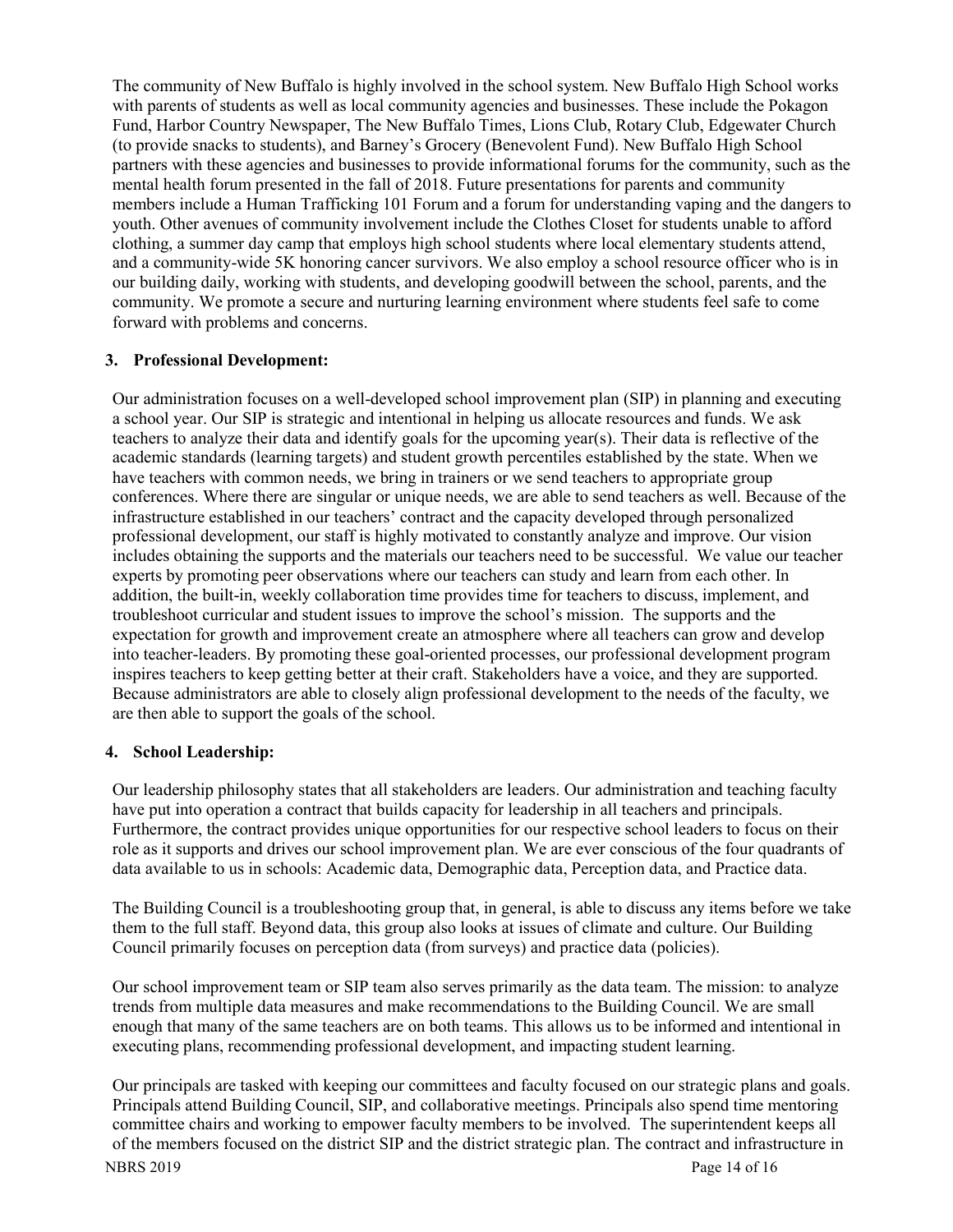The community of New Buffalo is highly involved in the school system. New Buffalo High School works with parents of students as well as local community agencies and businesses. These include the Pokagon Fund, Harbor Country Newspaper, The New Buffalo Times, Lions Club, Rotary Club, Edgewater Church (to provide snacks to students), and Barney's Grocery (Benevolent Fund). New Buffalo High School partners with these agencies and businesses to provide informational forums for the community, such as the mental health forum presented in the fall of 2018. Future presentations for parents and community members include a Human Trafficking 101 Forum and a forum for understanding vaping and the dangers to youth. Other avenues of community involvement include the Clothes Closet for students unable to afford clothing, a summer day camp that employs high school students where local elementary students attend, and a community-wide 5K honoring cancer survivors. We also employ a school resource officer who is in our building daily, working with students, and developing goodwill between the school, parents, and the community. We promote a secure and nurturing learning environment where students feel safe to come forward with problems and concerns.

## 3. Professional Development:

Our administration focuses on a well-developed school improvement plan (SIP) in planning and executing a school year. Our SIP is strategic and intentional in helping us allocate resources and funds. We ask teachers to analyze their data and identify goals for the upcoming year(s). Their data is reflective of the academic standards (learning targets) and student growth percentiles established by the state. When we have teachers with common needs, we bring in trainers or we send teachers to appropriate group conferences. Where there are singular or unique needs, we are able to send teachers as well. Because of the infrastructure established in our teachers' contract and the capacity developed through personalized professional development, our staff is highly motivated to constantly analyze and improve. Our vision includes obtaining the supports and the materials our teachers need to be successful. We value our teacher experts by promoting peer observations where our teachers can study and learn from each other. In addition, the built-in, weekly collaboration time provides time for teachers to discuss, implement, and troubleshoot curricular and student issues to improve the school's mission. The supports and the expectation for growth and improvement create an atmosphere where all teachers can grow and develop into teacher-leaders. By promoting these goal-oriented processes, our professional development program inspires teachers to keep getting better at their craft. Stakeholders have a voice, and they are supported. Because administrators are able to closely align professional development to the needs of the faculty, we are then able to support the goals of the school.

## 4. School Leadership:

Our leadership philosophy states that all stakeholders are leaders. Our administration and teaching faculty have put into operation a contract that builds capacity for leadership in all teachers and principals. Furthermore, the contract provides unique opportunities for our respective school leaders to focus on their role as it supports and drives our school improvement plan. We are ever conscious of the four quadrants of data available to us in schools: Academic data, Demographic data, Perception data, and Practice data.

The Building Council is a troubleshooting group that, in general, is able to discuss any items before we take them to the full staff. Beyond data, this group also looks at issues of climate and culture. Our Building Council primarily focuses on perception data (from surveys) and practice data (policies).

Our school improvement team or SIP team also serves primarily as the data team. The mission: to analyze trends from multiple data measures and make recommendations to the Building Council. We are small enough that many of the same teachers are on both teams. This allows us to be informed and intentional in executing plans, recommending professional development, and impacting student learning.

Our principals are tasked with keeping our committees and faculty focused on our strategic plans and goals. Principals attend Building Council, SIP, and collaborative meetings. Principals also spend time mentoring committee chairs and working to empower faculty members to be involved. The superintendent keeps all of the members focused on the district SIP and the district strategic plan. The contract and infrastructure in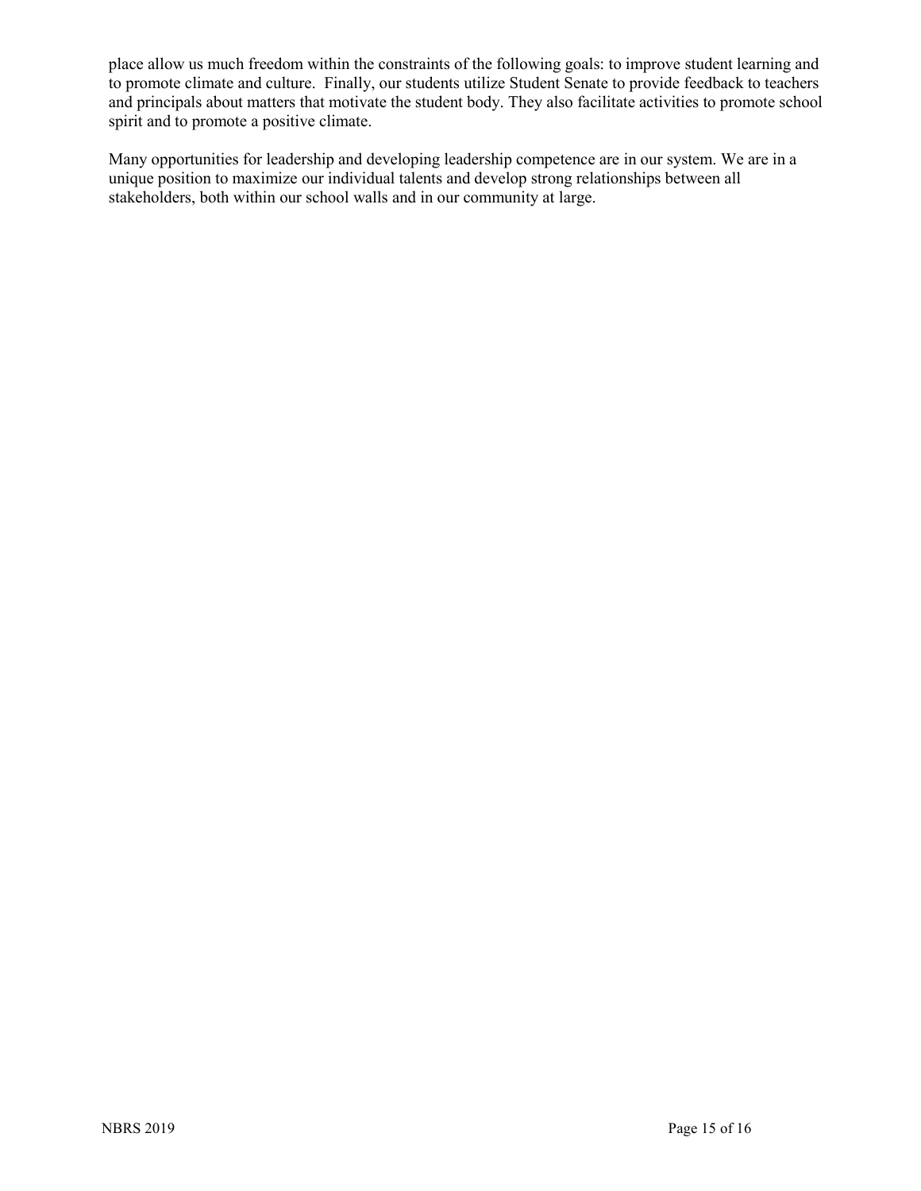place allow us much freedom within the constraints of the following goals: to improve student learning and to promote climate and culture. Finally, our students utilize Student Senate to provide feedback to teachers and principals about matters that motivate the student body. They also facilitate activities to promote school spirit and to promote a positive climate.

Many opportunities for leadership and developing leadership competence are in our system. We are in a unique position to maximize our individual talents and develop strong relationships between all stakeholders, both within our school walls and in our community at large.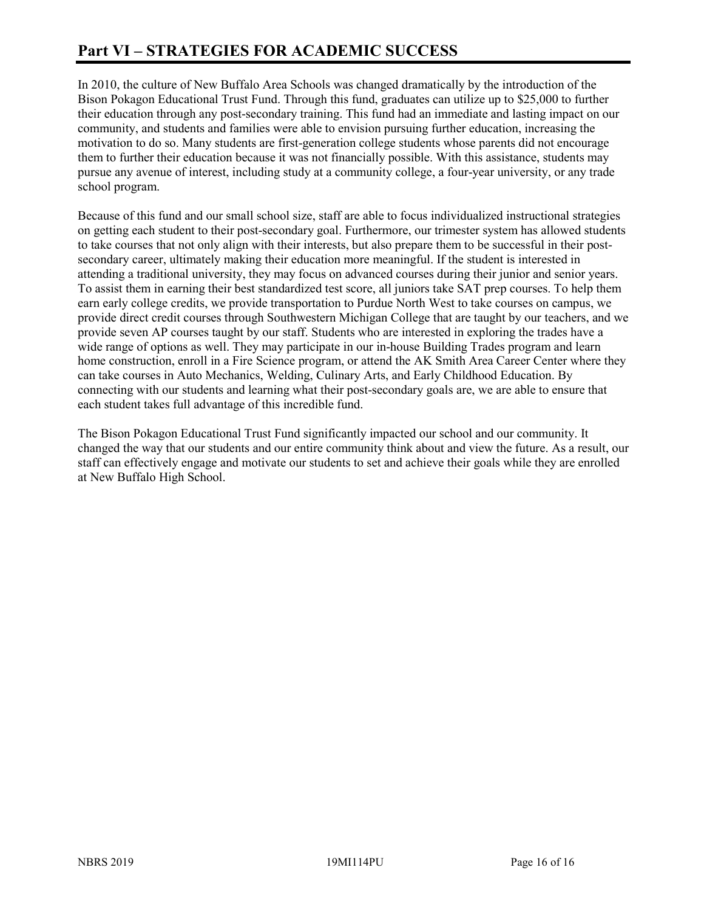# Part VI – STRATEGIES FOR ACADEMIC SUCCESS

In 2010, the culture of New Buffalo Area Schools was changed dramatically by the introduction of the Bison Pokagon Educational Trust Fund. Through this fund, graduates can utilize up to $25,000 to further their education through any post-secondary training. This fund had an immediate and lasting impact on our community, and students and families were able to envision pursuing further education, increasing the motivation to do so. Many students are first-generation college students whose parents did not encourage them to further their education because it was not financially possible. With this assistance, students may pursue any avenue of interest, including study at a community college, a four-year university, or any trade school program.

Because of this fund and our small school size, staff are able to focus individualized instructional strategies on getting each student to their post-secondary goal. Furthermore, our trimester system has allowed students to take courses that not only align with their interests, but also prepare them to be successful in their post-secondary career, ultimately making their education more meaningful. If the student is interested in attending a traditional university, they may focus on advanced courses during their junior and senior years. To assist them in earning their best standardized test score, all juniors take SAT prep courses. To help them earn early college credits, we provide transportation to Purdue North West to take courses on campus, we provide direct credit courses through Southwestern Michigan College that are taught by our teachers, and we provide seven AP courses taught by our staff. Students who are interested in exploring the trades have a wide range of options as well. They may participate in our in-house Building Trades program and learn home construction, enroll in a Fire Science program, or attend the AK Smith Area Career Center where they can take courses in Auto Mechanics, Welding, Culinary Arts, and Early Childhood Education. By connecting with our students and learning what their post-secondary goals are, we are able to ensure that each student takes full advantage of this incredible fund.

The Bison Pokagon Educational Trust Fund significantly impacted our school and our community. It changed the way that our students and our entire community think about and view the future. As a result, our staff can effectively engage and motivate our students to set and achieve their goals while they are enrolled at New Buffalo High School.